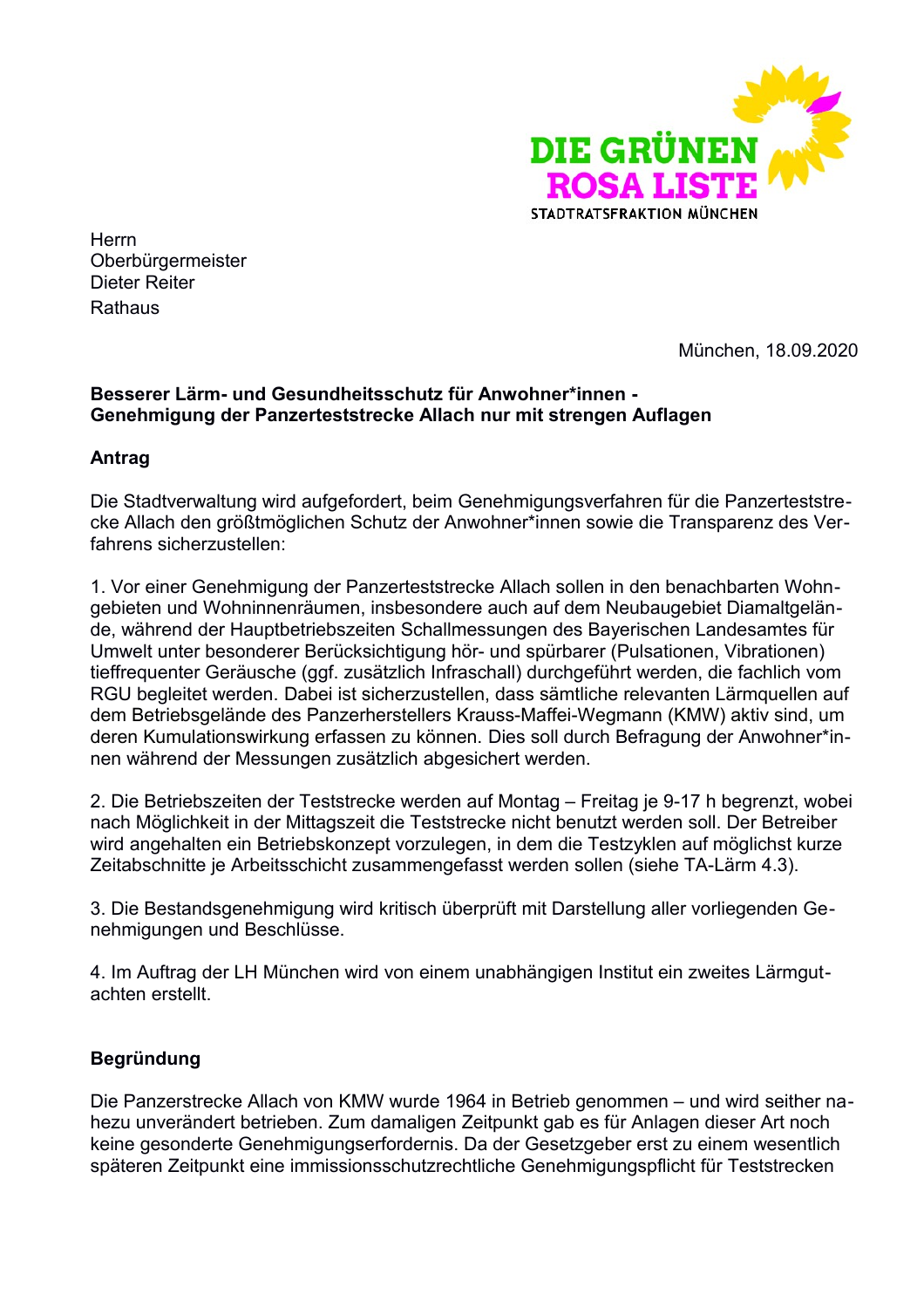DIE GRÜNEN
ROSA LISTE
STADTRATSFRAKTION MÜNCHEN

Herrn
Oberbürgermeister
Dieter Reiter
Rathaus

München, 18.09.2020

**Besserer Lärm- und Gesundheitsschutz für Anwohner*innen - Genehmigung der Panzerteststrecke Allach nur mit strengen Auflagen**

**Antrag**

Die Stadtverwaltung wird aufgefordert, beim Genehmigungsverfahren für die Panzerteststrecke Allach den größtmöglichen Schutz der Anwohner*innen sowie die Transparenz des Verfahrens sicherzustellen:

1. Vor einer Genehmigung der Panzerteststrecke Allach sollen in den benachbarten Wohngebieten und Wohninnenräumen, insbesondere auch auf dem Neubaugebiet Diamaltgelände, während der Hauptbetriebszeiten Schallmessungen des Bayerischen Landesamtes für Umwelt unter besonderer Berücksichtigung hör- und spürbarer (Pulsationen, Vibrationen) tieffrequenter Geräusche (ggf. zusätzlich Infraschall) durchgeführt werden, die fachlich vom RGU begleitet werden. Dabei ist sicherzustellen, dass sämtliche relevanten Lärmquellen auf dem Betriebsgelände des Panzerherstellers Krauss-Maffei-Wegmann (KMW) aktiv sind, um deren Kumulationswirkung erfassen zu können. Dies soll durch Befragung der Anwohner*innen während der Messungen zusätzlich abgesichert werden.

2. Die Betriebszeiten der Teststrecke werden auf Montag – Freitag je 9-17 h begrenzt, wobei nach Möglichkeit in der Mittagszeit die Teststrecke nicht benutzt werden soll. Der Betreiber wird angehalten ein Betriebskonzept vorzulegen, in dem die Testzyklen auf möglichst kurze Zeitabschnitte je Arbeitsschicht zusammengefasst werden sollen (siehe TA-Lärm 4.3).

3. Die Bestandsgenehmigung wird kritisch überprüft mit Darstellung aller vorliegenden Genehmigungen und Beschlüsse.

4. Im Auftrag der LH München wird von einem unabhängigen Institut ein zweites Lärmgutachten erstellt.

**Begründung**

Die Panzerstrecke Allach von KMW wurde 1964 in Betrieb genommen – und wird seither nahezu unverändert betrieben. Zum damaligen Zeitpunkt gab es für Anlagen dieser Art noch keine gesonderte Genehmigungserfordernis. Da der Gesetzgeber erst zu einem wesentlich späteren Zeitpunkt eine immissionsschutzrechtliche Genehmigungspflicht für Teststrecken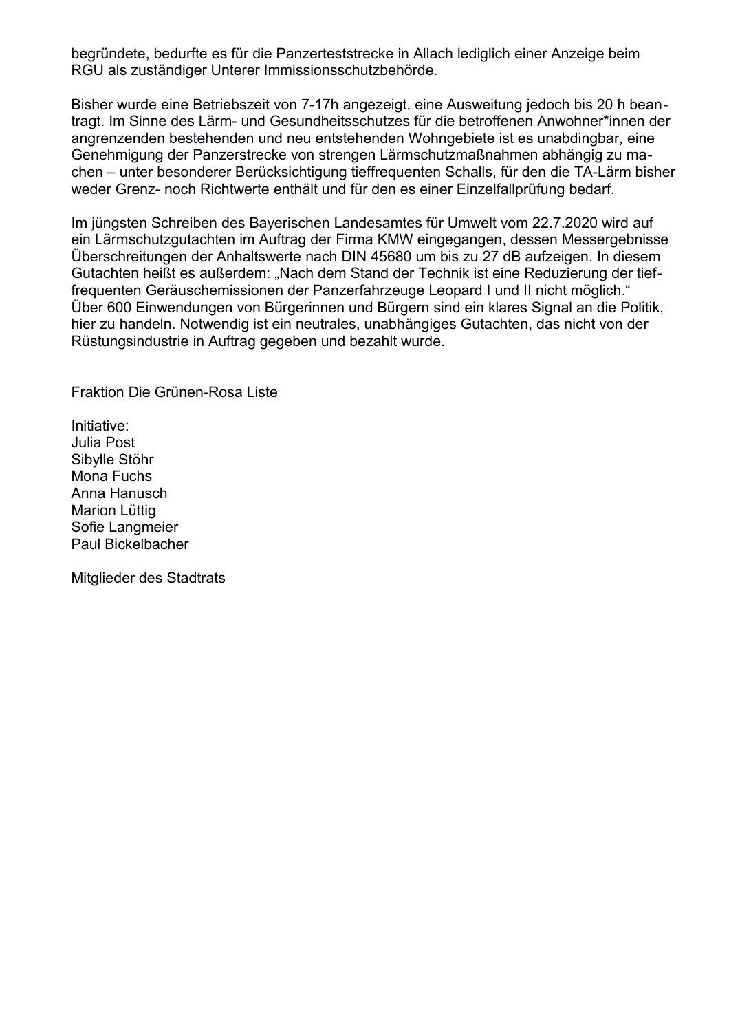begründete, bedurfte es für die Panzerteststrecke in Allach lediglich einer Anzeige beim RGU als zuständiger Unterer Immissionsschutzbehörde.

Bisher wurde eine Betriebszeit von 7-17h angezeigt, eine Ausweitung jedoch bis 20 h beantragt. Im Sinne des Lärm- und Gesundheitsschutzes für die betroffenen Anwohner*innen der angrenzenden bestehenden und neu entstehenden Wohngebiete ist es unabdingbar, eine Genehmigung der Panzerstrecke von strengen Lärmschutzmaßnahmen abhängig zu machen – unter besonderer Berücksichtigung tieffrequenten Schalls, für den die TA-Lärm bisher weder Grenz- noch Richtwerte enthält und für den es einer Einzelfallprüfung bedarf.

Im jüngsten Schreiben des Bayerischen Landesamtes für Umwelt vom 22.7.2020 wird auf ein Lärmschutzgutachten im Auftrag der Firma KMW eingegangen, dessen Messergebnisse Überschreitungen der Anhaltswerte nach DIN 45680 um bis zu 27 dB aufzeigen. In diesem Gutachten heißt es außerdem: „Nach dem Stand der Technik ist eine Reduzierung der tieffrequenten Geräuschemissionen der Panzerfahrzeuge Leopard I und II nicht möglich.“
Über 600 Einwendungen von Bürgerinnen und Bürgern sind ein klares Signal an die Politik, hier zu handeln. Notwendig ist ein neutrales, unabhängiges Gutachten, das nicht von der Rüstungsindustrie in Auftrag gegeben und bezahlt wurde.

Fraktion Die Grünen-Rosa Liste

Initiative:
Julia Post
Sibylle Stöhr
Mona Fuchs
Anna Hanusch
Marion Lüttig
Sofie Langmeier
Paul Bickelbacher

Mitglieder des Stadtrats